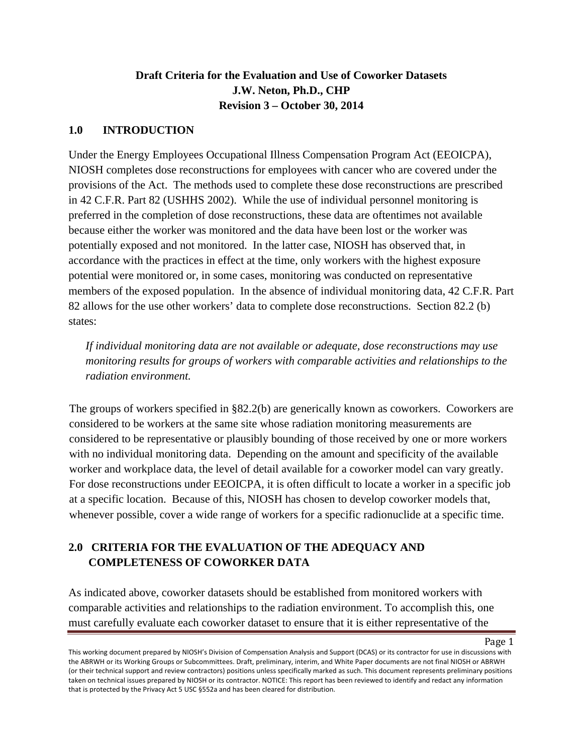**Draft Criteria for the Evaluation and Use of Coworker Datasets**
**J.W. Neton, Ph.D., CHP**
**Revision 3 – October 30, 2014**

## 1.0 INTRODUCTION

Under the Energy Employees Occupational Illness Compensation Program Act (EEOICPA), NIOSH completes dose reconstructions for employees with cancer who are covered under the provisions of the Act. The methods used to complete these dose reconstructions are prescribed in 42 C.F.R. Part 82 (USHHS 2002). While the use of individual personnel monitoring is preferred in the completion of dose reconstructions, these data are oftentimes not available because either the worker was monitored and the data have been lost or the worker was potentially exposed and not monitored. In the latter case, NIOSH has observed that, in accordance with the practices in effect at the time, only workers with the highest exposure potential were monitored or, in some cases, monitoring was conducted on representative members of the exposed population. In the absence of individual monitoring data, 42 C.F.R. Part 82 allows for the use other workers' data to complete dose reconstructions. Section 82.2 (b) states:

> *If individual monitoring data are not available or adequate, dose reconstructions may use monitoring results for groups of workers with comparable activities and relationships to the radiation environment.*

The groups of workers specified in §82.2(b) are generically known as coworkers. Coworkers are considered to be workers at the same site whose radiation monitoring measurements are considered to be representative or plausibly bounding of those received by one or more workers with no individual monitoring data. Depending on the amount and specificity of the available worker and workplace data, the level of detail available for a coworker model can vary greatly. For dose reconstructions under EEOICPA, it is often difficult to locate a worker in a specific job at a specific location. Because of this, NIOSH has chosen to develop coworker models that, whenever possible, cover a wide range of workers for a specific radionuclide at a specific time.

## 2.0 CRITERIA FOR THE EVALUATION OF THE ADEQUACY AND COMPLETENESS OF COWORKER DATA

As indicated above, coworker datasets should be established from monitored workers with comparable activities and relationships to the radiation environment. To accomplish this, one must carefully evaluate each coworker dataset to ensure that it is either representative of the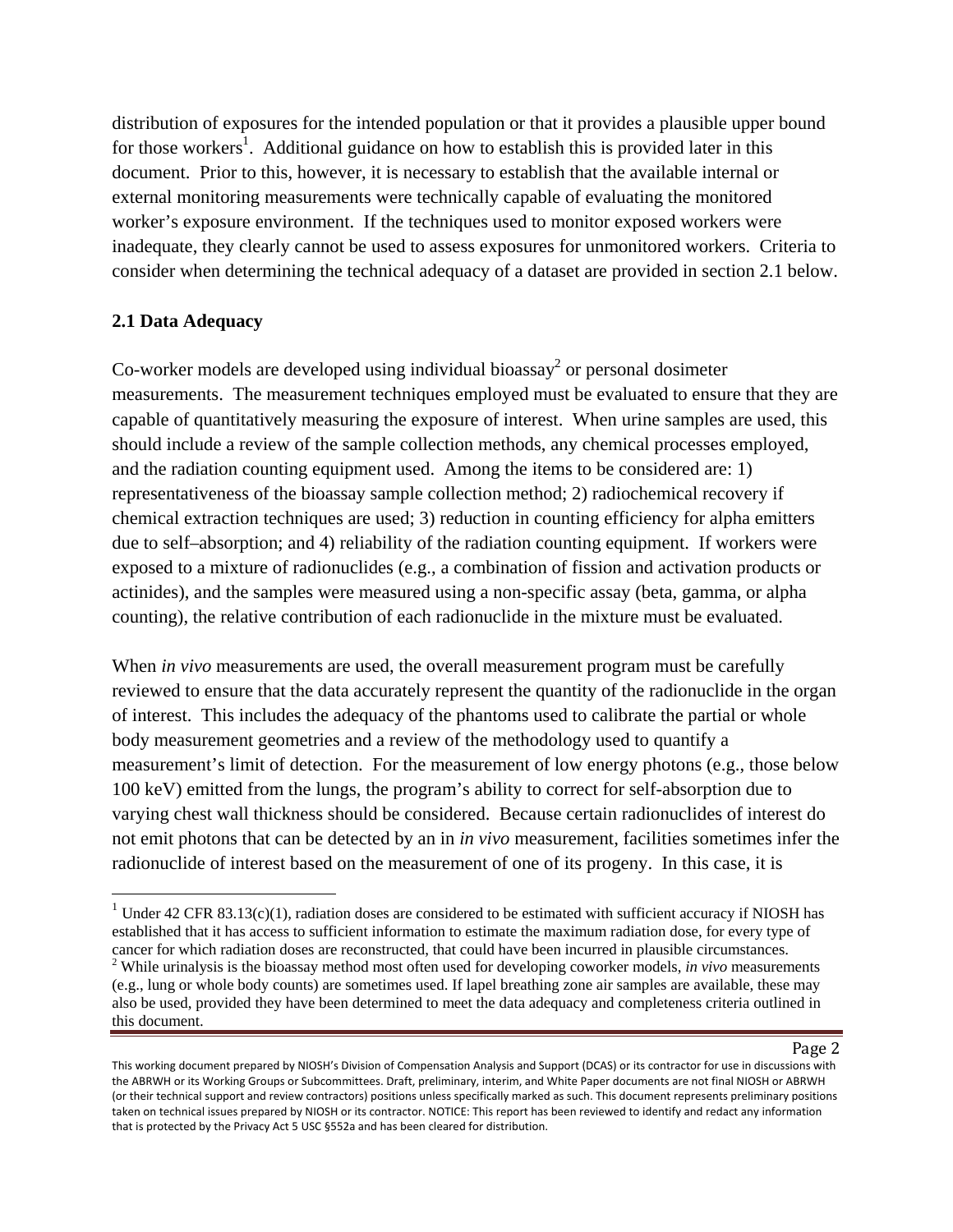distribution of exposures for the intended population or that it provides a plausible upper bound for those workers[1]. Additional guidance on how to establish this is provided later in this document. Prior to this, however, it is necessary to establish that the available internal or external monitoring measurements were technically capable of evaluating the monitored worker's exposure environment. If the techniques used to monitor exposed workers were inadequate, they clearly cannot be used to assess exposures for unmonitored workers. Criteria to consider when determining the technical adequacy of a dataset are provided in section 2.1 below.

## 2.1 Data Adequacy

Co-worker models are developed using individual bioassay[2] or personal dosimeter measurements. The measurement techniques employed must be evaluated to ensure that they are capable of quantitatively measuring the exposure of interest. When urine samples are used, this should include a review of the sample collection methods, any chemical processes employed, and the radiation counting equipment used. Among the items to be considered are: 1) representativeness of the bioassay sample collection method; 2) radiochemical recovery if chemical extraction techniques are used; 3) reduction in counting efficiency for alpha emitters due to self–absorption; and 4) reliability of the radiation counting equipment. If workers were exposed to a mixture of radionuclides (e.g., a combination of fission and activation products or actinides), and the samples were measured using a non-specific assay (beta, gamma, or alpha counting), the relative contribution of each radionuclide in the mixture must be evaluated.

When *in vivo* measurements are used, the overall measurement program must be carefully reviewed to ensure that the data accurately represent the quantity of the radionuclide in the organ of interest. This includes the adequacy of the phantoms used to calibrate the partial or whole body measurement geometries and a review of the methodology used to quantify a measurement's limit of detection. For the measurement of low energy photons (e.g., those below 100 keV) emitted from the lungs, the program's ability to correct for self-absorption due to varying chest wall thickness should be considered. Because certain radionuclides of interest do not emit photons that can be detected by an in *in vivo* measurement, facilities sometimes infer the radionuclide of interest based on the measurement of one of its progeny. In this case, it is

[1] Under 42 CFR 83.13(c)(1), radiation doses are considered to be estimated with sufficient accuracy if NIOSH has established that it has access to sufficient information to estimate the maximum radiation dose, for every type of cancer for which radiation doses are reconstructed, that could have been incurred in plausible circumstances.

[2] While urinalysis is the bioassay method most often used for developing coworker models, *in vivo* measurements (e.g., lung or whole body counts) are sometimes used. If lapel breathing zone air samples are available, these may also be used, provided they have been determined to meet the data adequacy and completeness criteria outlined in this document.

This working document prepared by NIOSH's Division of Compensation Analysis and Support (DCAS) or its contractor for use in discussions with the ABRWH or its Working Groups or Subcommittees. Draft, preliminary, interim, and White Paper documents are not final NIOSH or ABRWH (or their technical support and review contractors) positions unless specifically marked as such. This document represents preliminary positions taken on technical issues prepared by NIOSH or its contractor. NOTICE: This report has been reviewed to identify and redact any information that is protected by the Privacy Act 5 USC §552a and has been cleared for distribution.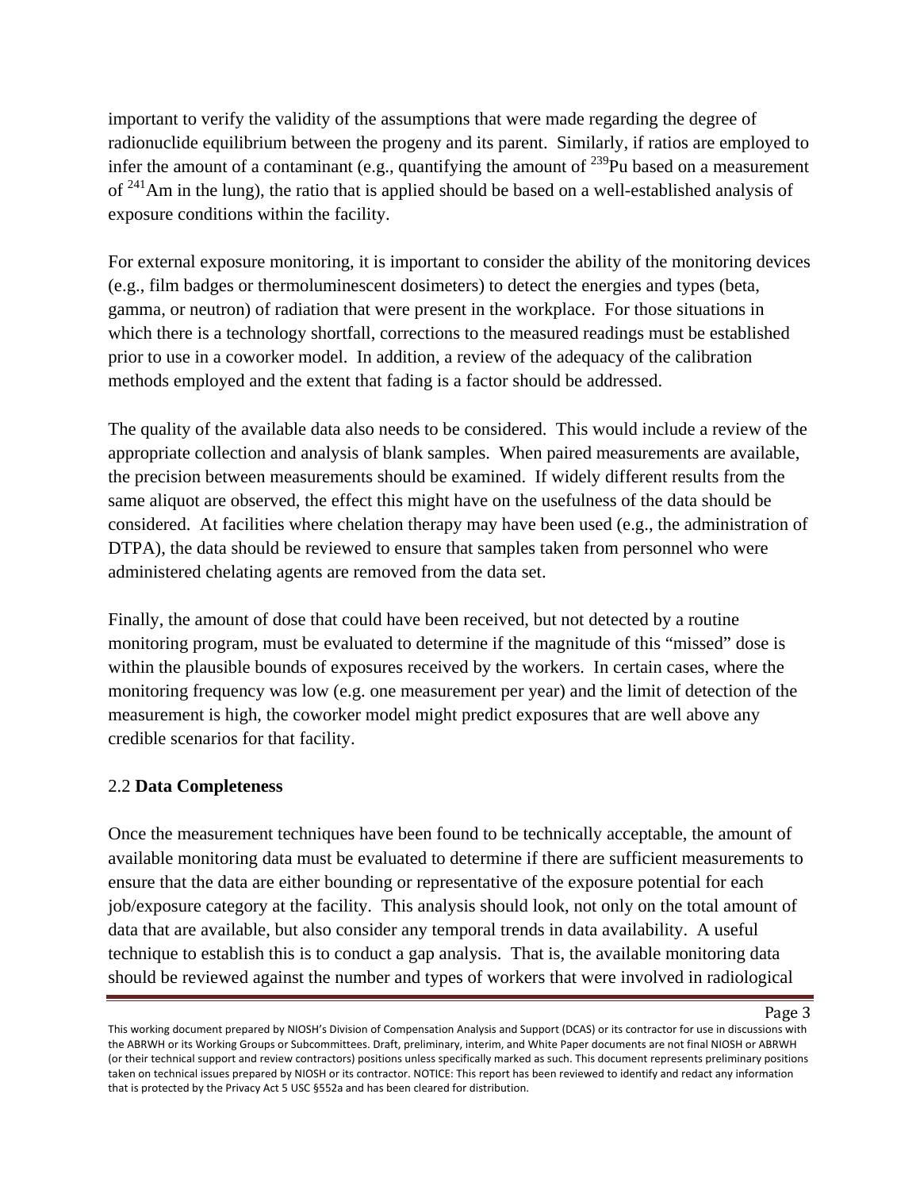important to verify the validity of the assumptions that were made regarding the degree of radionuclide equilibrium between the progeny and its parent. Similarly, if ratios are employed to infer the amount of a contaminant (e.g., quantifying the amount of $^{239}$Pu based on a measurement of $^{241}$Am in the lung), the ratio that is applied should be based on a well-established analysis of exposure conditions within the facility.

For external exposure monitoring, it is important to consider the ability of the monitoring devices (e.g., film badges or thermoluminescent dosimeters) to detect the energies and types (beta, gamma, or neutron) of radiation that were present in the workplace. For those situations in which there is a technology shortfall, corrections to the measured readings must be established prior to use in a coworker model. In addition, a review of the adequacy of the calibration methods employed and the extent that fading is a factor should be addressed.

The quality of the available data also needs to be considered. This would include a review of the appropriate collection and analysis of blank samples. When paired measurements are available, the precision between measurements should be examined. If widely different results from the same aliquot are observed, the effect this might have on the usefulness of the data should be considered. At facilities where chelation therapy may have been used (e.g., the administration of DTPA), the data should be reviewed to ensure that samples taken from personnel who were administered chelating agents are removed from the data set.

Finally, the amount of dose that could have been received, but not detected by a routine monitoring program, must be evaluated to determine if the magnitude of this "missed" dose is within the plausible bounds of exposures received by the workers. In certain cases, where the monitoring frequency was low (e.g. one measurement per year) and the limit of detection of the measurement is high, the coworker model might predict exposures that are well above any credible scenarios for that facility.

## 2.2 **Data Completeness**

Once the measurement techniques have been found to be technically acceptable, the amount of available monitoring data must be evaluated to determine if there are sufficient measurements to ensure that the data are either bounding or representative of the exposure potential for each job/exposure category at the facility. This analysis should look, not only on the total amount of data that are available, but also consider any temporal trends in data availability. A useful technique to establish this is to conduct a gap analysis. That is, the available monitoring data should be reviewed against the number and types of workers that were involved in radiological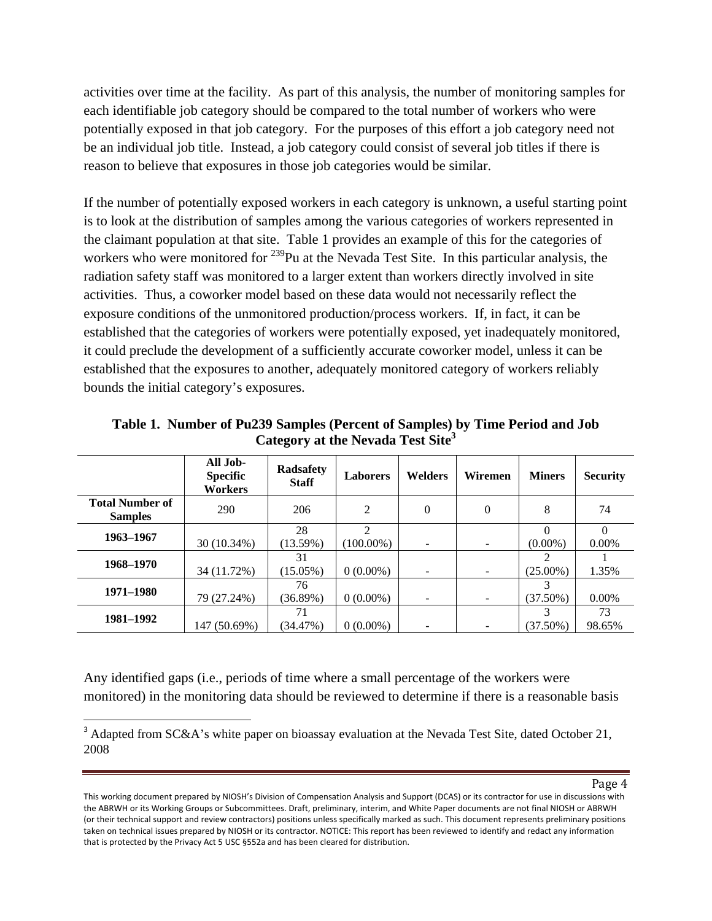activities over time at the facility. As part of this analysis, the number of monitoring samples for each identifiable job category should be compared to the total number of workers who were potentially exposed in that job category. For the purposes of this effort a job category need not be an individual job title. Instead, a job category could consist of several job titles if there is reason to believe that exposures in those job categories would be similar.

If the number of potentially exposed workers in each category is unknown, a useful starting point is to look at the distribution of samples among the various categories of workers represented in the claimant population at that site. Table 1 provides an example of this for the categories of workers who were monitored for $^{239}$Pu at the Nevada Test Site. In this particular analysis, the radiation safety staff was monitored to a larger extent than workers directly involved in site activities. Thus, a coworker model based on these data would not necessarily reflect the exposure conditions of the unmonitored production/process workers. If, in fact, it can be established that the categories of workers were potentially exposed, yet inadequately monitored, it could preclude the development of a sufficiently accurate coworker model, unless it can be established that the exposures to another, adequately monitored category of workers reliably bounds the initial category's exposures.

**Table 1. Number of Pu239 Samples (Percent of Samples) by Time Period and Job Category at the Nevada Test Site[3]**

| | All Job-Specific Workers | Radsafety Staff | Laborers | Welders | Wiremen | Miners | Security |
|---|---|---|---|---|---|---|---|
| **Total Number of Samples** | 290 | 206 | 2 | 0 | 0 | 8 | 74 |
| **1963–1967** | 30 (10.34%) | 28 (13.59%) | 2 (100.00%) | - | - | 0 (0.00%) | 0 0.00% |
| **1968–1970** | 34 (11.72%) | 31 (15.05%) | 0 (0.00%) | - | - | 2 (25.00%) | 1 1.35% |
| **1971–1980** | 79 (27.24%) | 76 (36.89%) | 0 (0.00%) | - | - | 3 (37.50%) | 0.00% |
| **1981–1992** | 147 (50.69%) | 71 (34.47%) | 0 (0.00%) | - | - | 3 (37.50%) | 73 98.65% |

Any identified gaps (i.e., periods of time where a small percentage of the workers were monitored) in the monitoring data should be reviewed to determine if there is a reasonable basis

[3] Adapted from SC&A's white paper on bioassay evaluation at the Nevada Test Site, dated October 21, 2008

This working document prepared by NIOSH's Division of Compensation Analysis and Support (DCAS) or its contractor for use in discussions with the ABRWH or its Working Groups or Subcommittees. Draft, preliminary, interim, and White Paper documents are not final NIOSH or ABRWH (or their technical support and review contractors) positions unless specifically marked as such. This document represents preliminary positions taken on technical issues prepared by NIOSH or its contractor. NOTICE: This report has been reviewed to identify and redact any information that is protected by the Privacy Act 5 USC §552a and has been cleared for distribution.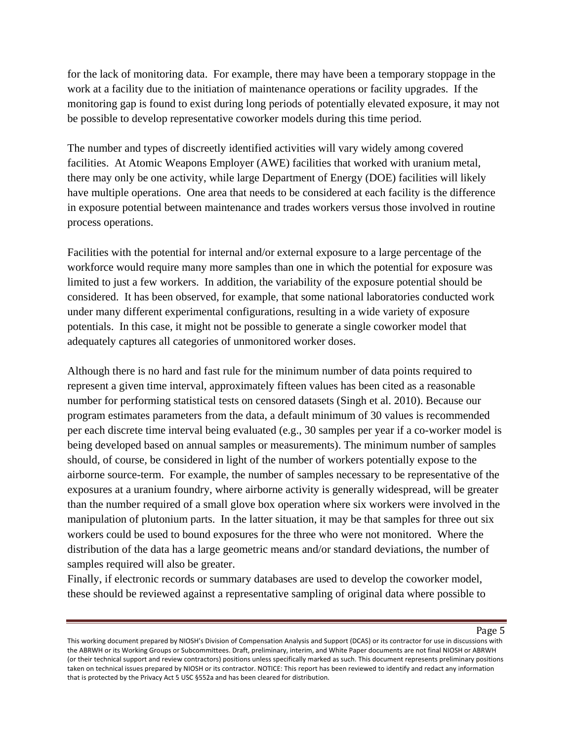for the lack of monitoring data. For example, there may have been a temporary stoppage in the work at a facility due to the initiation of maintenance operations or facility upgrades. If the monitoring gap is found to exist during long periods of potentially elevated exposure, it may not be possible to develop representative coworker models during this time period.

The number and types of discreetly identified activities will vary widely among covered facilities. At Atomic Weapons Employer (AWE) facilities that worked with uranium metal, there may only be one activity, while large Department of Energy (DOE) facilities will likely have multiple operations. One area that needs to be considered at each facility is the difference in exposure potential between maintenance and trades workers versus those involved in routine process operations.

Facilities with the potential for internal and/or external exposure to a large percentage of the workforce would require many more samples than one in which the potential for exposure was limited to just a few workers. In addition, the variability of the exposure potential should be considered. It has been observed, for example, that some national laboratories conducted work under many different experimental configurations, resulting in a wide variety of exposure potentials. In this case, it might not be possible to generate a single coworker model that adequately captures all categories of unmonitored worker doses.

Although there is no hard and fast rule for the minimum number of data points required to represent a given time interval, approximately fifteen values has been cited as a reasonable number for performing statistical tests on censored datasets (Singh et al. 2010). Because our program estimates parameters from the data, a default minimum of 30 values is recommended per each discrete time interval being evaluated (e.g., 30 samples per year if a co-worker model is being developed based on annual samples or measurements). The minimum number of samples should, of course, be considered in light of the number of workers potentially expose to the airborne source-term. For example, the number of samples necessary to be representative of the exposures at a uranium foundry, where airborne activity is generally widespread, will be greater than the number required of a small glove box operation where six workers were involved in the manipulation of plutonium parts. In the latter situation, it may be that samples for three out six workers could be used to bound exposures for the three who were not monitored. Where the distribution of the data has a large geometric means and/or standard deviations, the number of samples required will also be greater.

Finally, if electronic records or summary databases are used to develop the coworker model, these should be reviewed against a representative sampling of original data where possible to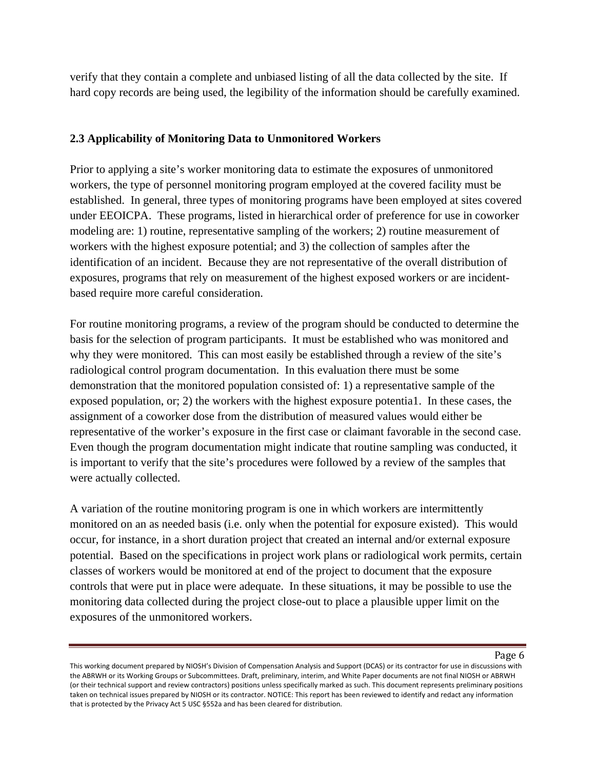verify that they contain a complete and unbiased listing of all the data collected by the site. If hard copy records are being used, the legibility of the information should be carefully examined.

### 2.3 Applicability of Monitoring Data to Unmonitored Workers

Prior to applying a site's worker monitoring data to estimate the exposures of unmonitored workers, the type of personnel monitoring program employed at the covered facility must be established. In general, three types of monitoring programs have been employed at sites covered under EEOICPA. These programs, listed in hierarchical order of preference for use in coworker modeling are: 1) routine, representative sampling of the workers; 2) routine measurement of workers with the highest exposure potential; and 3) the collection of samples after the identification of an incident. Because they are not representative of the overall distribution of exposures, programs that rely on measurement of the highest exposed workers or are incident-based require more careful consideration.

For routine monitoring programs, a review of the program should be conducted to determine the basis for the selection of program participants. It must be established who was monitored and why they were monitored. This can most easily be established through a review of the site's radiological control program documentation. In this evaluation there must be some demonstration that the monitored population consisted of: 1) a representative sample of the exposed population, or; 2) the workers with the highest exposure potentia1. In these cases, the assignment of a coworker dose from the distribution of measured values would either be representative of the worker's exposure in the first case or claimant favorable in the second case. Even though the program documentation might indicate that routine sampling was conducted, it is important to verify that the site's procedures were followed by a review of the samples that were actually collected.

A variation of the routine monitoring program is one in which workers are intermittently monitored on an as needed basis (i.e. only when the potential for exposure existed). This would occur, for instance, in a short duration project that created an internal and/or external exposure potential. Based on the specifications in project work plans or radiological work permits, certain classes of workers would be monitored at end of the project to document that the exposure controls that were put in place were adequate. In these situations, it may be possible to use the monitoring data collected during the project close-out to place a plausible upper limit on the exposures of the unmonitored workers.

This working document prepared by NIOSH's Division of Compensation Analysis and Support (DCAS) or its contractor for use in discussions with the ABRWH or its Working Groups or Subcommittees. Draft, preliminary, interim, and White Paper documents are not final NIOSH or ABRWH (or their technical support and review contractors) positions unless specifically marked as such. This document represents preliminary positions taken on technical issues prepared by NIOSH or its contractor. NOTICE: This report has been reviewed to identify and redact any information that is protected by the Privacy Act 5 USC §552a and has been cleared for distribution.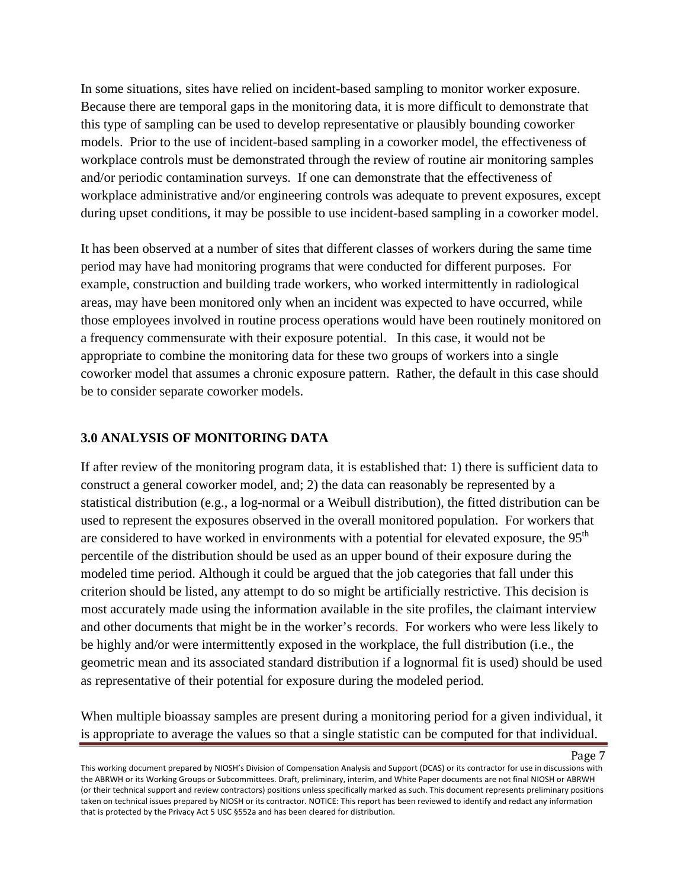In some situations, sites have relied on incident-based sampling to monitor worker exposure. Because there are temporal gaps in the monitoring data, it is more difficult to demonstrate that this type of sampling can be used to develop representative or plausibly bounding coworker models. Prior to the use of incident-based sampling in a coworker model, the effectiveness of workplace controls must be demonstrated through the review of routine air monitoring samples and/or periodic contamination surveys. If one can demonstrate that the effectiveness of workplace administrative and/or engineering controls was adequate to prevent exposures, except during upset conditions, it may be possible to use incident-based sampling in a coworker model.

It has been observed at a number of sites that different classes of workers during the same time period may have had monitoring programs that were conducted for different purposes. For example, construction and building trade workers, who worked intermittently in radiological areas, may have been monitored only when an incident was expected to have occurred, while those employees involved in routine process operations would have been routinely monitored on a frequency commensurate with their exposure potential. In this case, it would not be appropriate to combine the monitoring data for these two groups of workers into a single coworker model that assumes a chronic exposure pattern. Rather, the default in this case should be to consider separate coworker models.

## 3.0 ANALYSIS OF MONITORING DATA

If after review of the monitoring program data, it is established that: 1) there is sufficient data to construct a general coworker model, and; 2) the data can reasonably be represented by a statistical distribution (e.g., a log-normal or a Weibull distribution), the fitted distribution can be used to represent the exposures observed in the overall monitored population. For workers that are considered to have worked in environments with a potential for elevated exposure, the 95$^{th}$ percentile of the distribution should be used as an upper bound of their exposure during the modeled time period. Although it could be argued that the job categories that fall under this criterion should be listed, any attempt to do so might be artificially restrictive. This decision is most accurately made using the information available in the site profiles, the claimant interview and other documents that might be in the worker's records. For workers who were less likely to be highly and/or were intermittently exposed in the workplace, the full distribution (i.e., the geometric mean and its associated standard distribution if a lognormal fit is used) should be used as representative of their potential for exposure during the modeled period.

When multiple bioassay samples are present during a monitoring period for a given individual, it is appropriate to average the values so that a single statistic can be computed for that individual.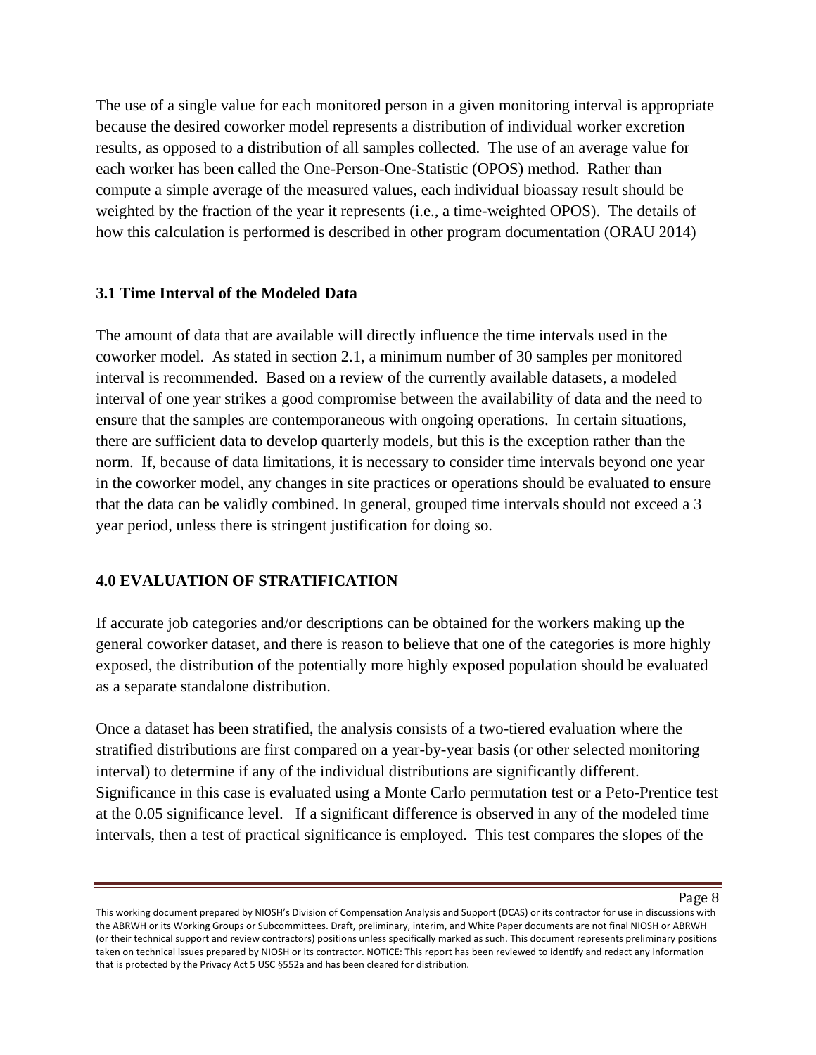The use of a single value for each monitored person in a given monitoring interval is appropriate because the desired coworker model represents a distribution of individual worker excretion results, as opposed to a distribution of all samples collected. The use of an average value for each worker has been called the One-Person-One-Statistic (OPOS) method. Rather than compute a simple average of the measured values, each individual bioassay result should be weighted by the fraction of the year it represents (i.e., a time-weighted OPOS). The details of how this calculation is performed is described in other program documentation (ORAU 2014)

### 3.1 Time Interval of the Modeled Data

The amount of data that are available will directly influence the time intervals used in the coworker model. As stated in section 2.1, a minimum number of 30 samples per monitored interval is recommended. Based on a review of the currently available datasets, a modeled interval of one year strikes a good compromise between the availability of data and the need to ensure that the samples are contemporaneous with ongoing operations. In certain situations, there are sufficient data to develop quarterly models, but this is the exception rather than the norm. If, because of data limitations, it is necessary to consider time intervals beyond one year in the coworker model, any changes in site practices or operations should be evaluated to ensure that the data can be validly combined. In general, grouped time intervals should not exceed a 3 year period, unless there is stringent justification for doing so.

## 4.0 EVALUATION OF STRATIFICATION

If accurate job categories and/or descriptions can be obtained for the workers making up the general coworker dataset, and there is reason to believe that one of the categories is more highly exposed, the distribution of the potentially more highly exposed population should be evaluated as a separate standalone distribution.

Once a dataset has been stratified, the analysis consists of a two-tiered evaluation where the stratified distributions are first compared on a year-by-year basis (or other selected monitoring interval) to determine if any of the individual distributions are significantly different. Significance in this case is evaluated using a Monte Carlo permutation test or a Peto-Prentice test at the 0.05 significance level. If a significant difference is observed in any of the modeled time intervals, then a test of practical significance is employed. This test compares the slopes of the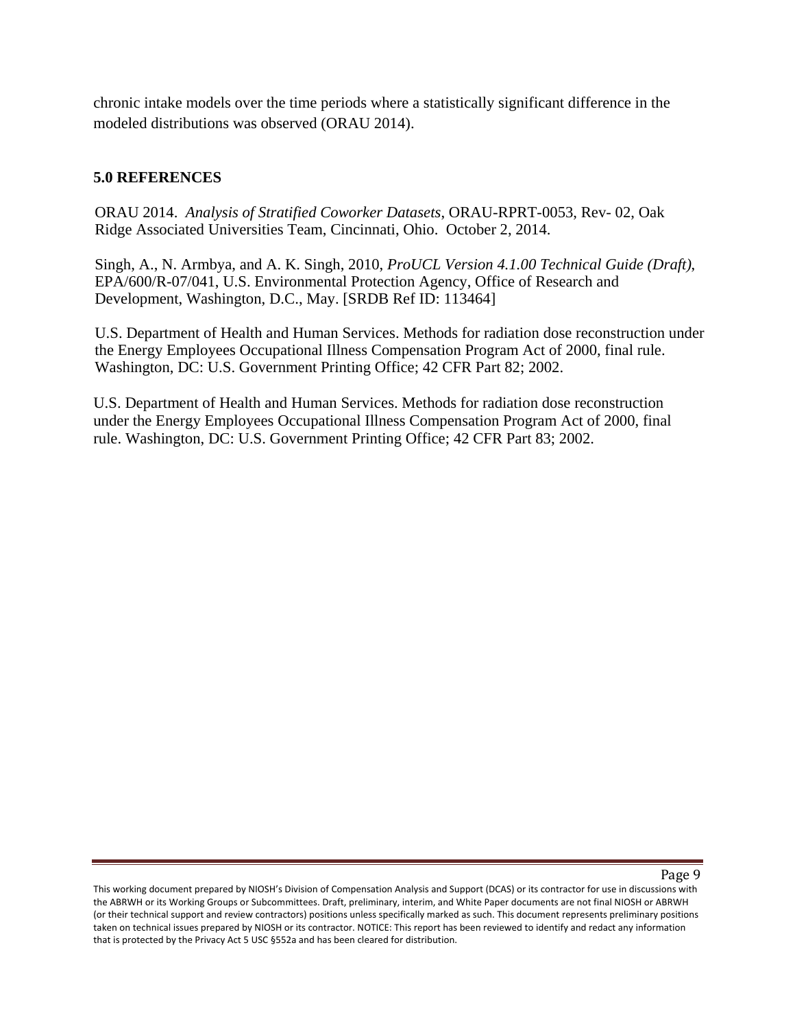chronic intake models over the time periods where a statistically significant difference in the modeled distributions was observed (ORAU 2014).

## 5.0 REFERENCES

ORAU 2014. *Analysis of Stratified Coworker Datasets*, ORAU-RPRT-0053, Rev- 02, Oak Ridge Associated Universities Team, Cincinnati, Ohio. October 2, 2014.

Singh, A., N. Armbya, and A. K. Singh, 2010, *ProUCL Version 4.1.00 Technical Guide (Draft)*, EPA/600/R-07/041, U.S. Environmental Protection Agency, Office of Research and Development, Washington, D.C., May. [SRDB Ref ID: 113464]

U.S. Department of Health and Human Services. Methods for radiation dose reconstruction under the Energy Employees Occupational Illness Compensation Program Act of 2000, final rule. Washington, DC: U.S. Government Printing Office; 42 CFR Part 82; 2002.

U.S. Department of Health and Human Services. Methods for radiation dose reconstruction under the Energy Employees Occupational Illness Compensation Program Act of 2000, final rule. Washington, DC: U.S. Government Printing Office; 42 CFR Part 83; 2002.